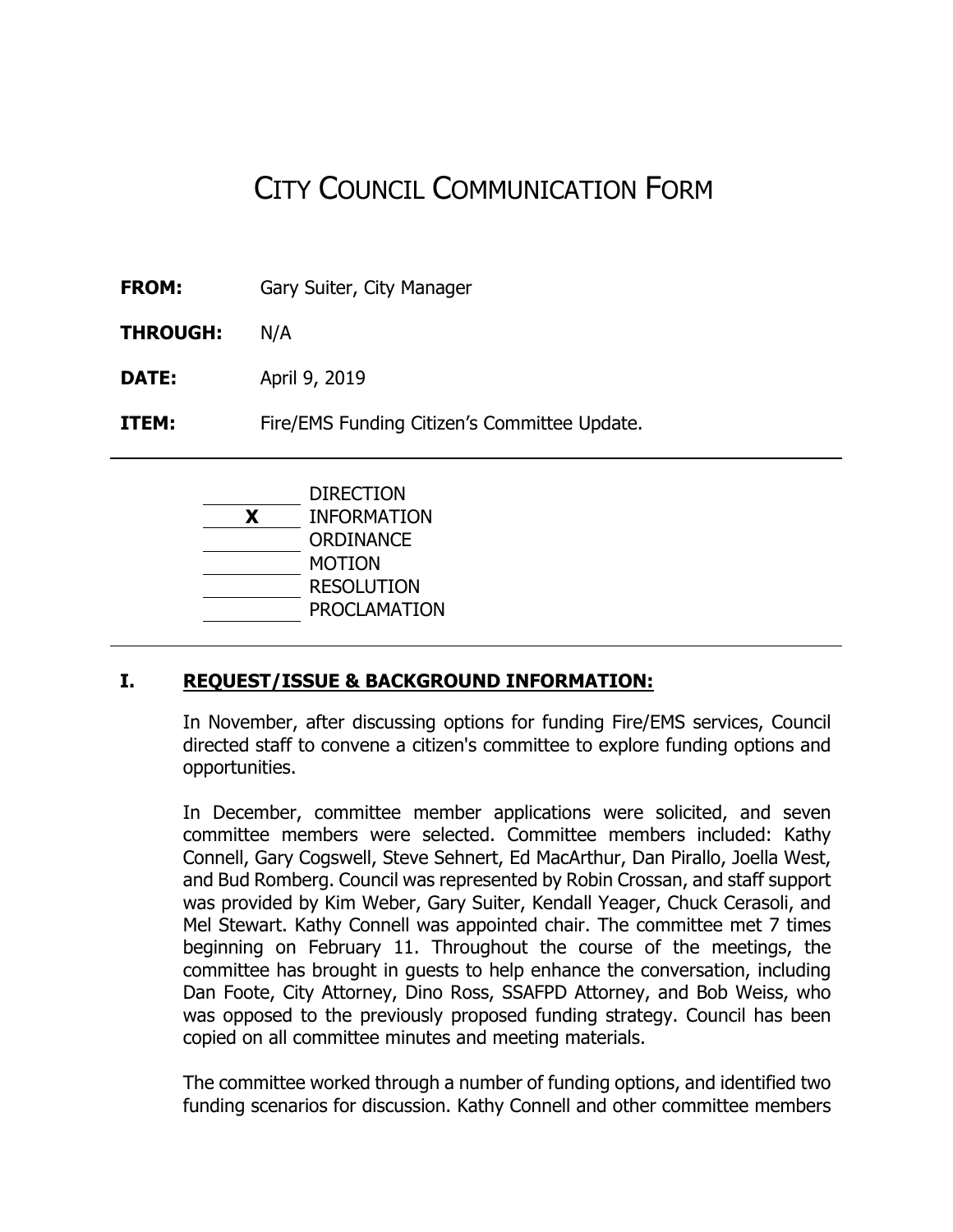# CITY COUNCIL COMMUNICATION FORM

**FROM:** Gary Suiter, City Manager

**THROUGH:** N/A

**DATE:** April 9, 2019

**ITEM:** Fire/EMS Funding Citizen's Committee Update.

| | |
|---|---|
| ______ | DIRECTION |
| **X** | INFORMATION |
| ______ | ORDINANCE |
| ______ | MOTION |
| ______ | RESOLUTION |
| ______ | PROCLAMATION |

## I. REQUEST/ISSUE & BACKGROUND INFORMATION:

In November, after discussing options for funding Fire/EMS services, Council directed staff to convene a citizen's committee to explore funding options and opportunities.

In December, committee member applications were solicited, and seven committee members were selected. Committee members included: Kathy Connell, Gary Cogswell, Steve Sehnert, Ed MacArthur, Dan Pirallo, Joella West, and Bud Romberg. Council was represented by Robin Crossan, and staff support was provided by Kim Weber, Gary Suiter, Kendall Yeager, Chuck Cerasoli, and Mel Stewart. Kathy Connell was appointed chair. The committee met 7 times beginning on February 11. Throughout the course of the meetings, the committee has brought in guests to help enhance the conversation, including Dan Foote, City Attorney, Dino Ross, SSAFPD Attorney, and Bob Weiss, who was opposed to the previously proposed funding strategy. Council has been copied on all committee minutes and meeting materials.

The committee worked through a number of funding options, and identified two funding scenarios for discussion. Kathy Connell and other committee members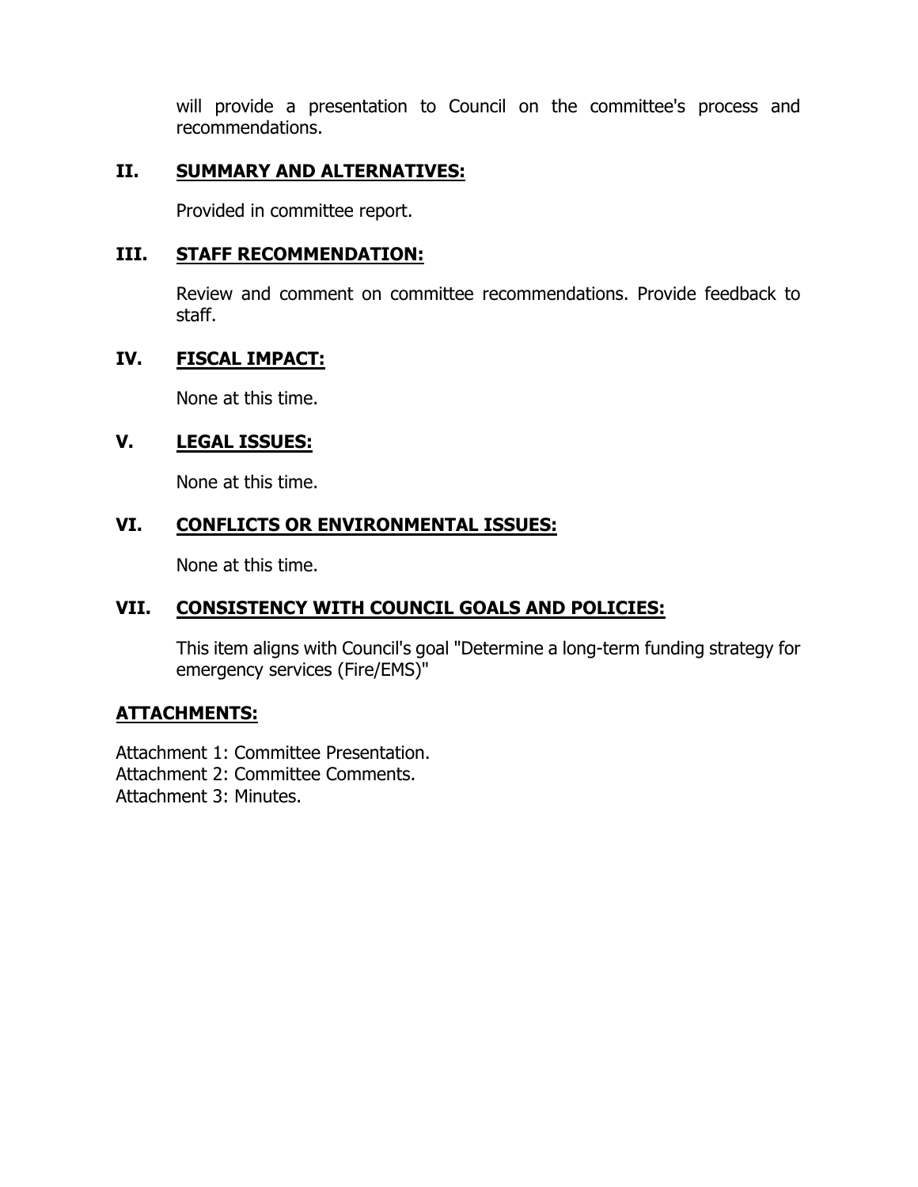will provide a presentation to Council on the committee's process and recommendations.

## II. SUMMARY AND ALTERNATIVES:

Provided in committee report.

## III. STAFF RECOMMENDATION:

Review and comment on committee recommendations. Provide feedback to staff.

## IV. FISCAL IMPACT:

None at this time.

## V. LEGAL ISSUES:

None at this time.

## VI. CONFLICTS OR ENVIRONMENTAL ISSUES:

None at this time.

## VII. CONSISTENCY WITH COUNCIL GOALS AND POLICIES:

This item aligns with Council's goal "Determine a long-term funding strategy for emergency services (Fire/EMS)"

## ATTACHMENTS:

Attachment 1: Committee Presentation.
Attachment 2: Committee Comments.
Attachment 3: Minutes.